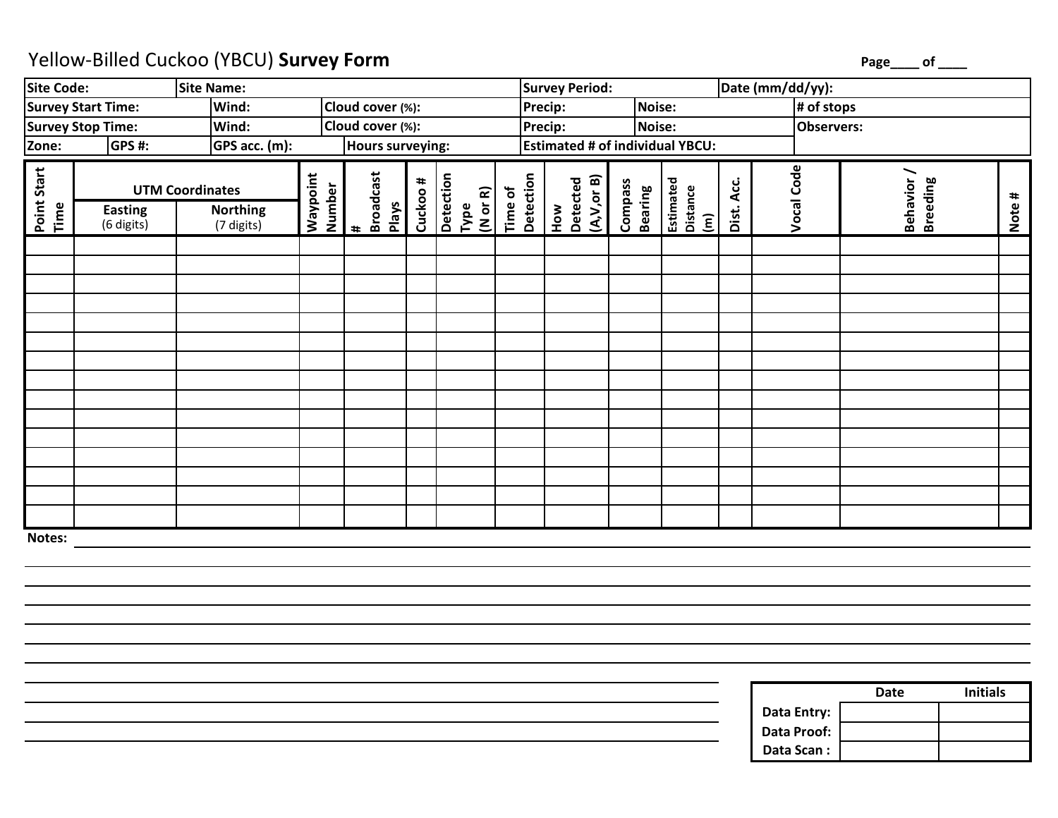# Yellow-Billed Cuckoo (YBCU) **Survey Form**

Page____ of ____

| Site Code: | Site Name: | | | Survey Period: | | Date (mm/dd/yy): |
|---|---|---|---|---|---|---|
| Survey Start Time: | Wind: | Cloud cover (%): | | Precip: | Noise: | # of stops |
| Survey Stop Time: | Wind: | Cloud cover (%): | | Precip: | Noise: | Observers: |
| Zone: | GPS #: | GPS acc. (m): | Hours surveying: | Estimated # of individual YBCU: | | |

| Point Start Time | UTM Coordinates | | Waypoint Number | # Broadcast Plays | Cuckoo # | Detection Type (N or R) | Time of Detection | How Detected (A,V,or B) | Compass Bearing | Estimated Distance (m) | Dist. Acc. | Vocal Code | Behavior / Breeding | Note # |
|---|---|---|---|---|---|---|---|---|---|---|---|---|---|---|
| | Easting (6 digits) | Northing (7 digits) | | | | | | | | | | | | |
| | | | | | | | | | | | | | | |
| | | | | | | | | | | | | | | |
| | | | | | | | | | | | | | | |
| | | | | | | | | | | | | | | |
| | | | | | | | | | | | | | | |
| | | | | | | | | | | | | | | |
| | | | | | | | | | | | | | | |
| | | | | | | | | | | | | | | |
| | | | | | | | | | | | | | | |
| | | | | | | | | | | | | | | |
| | | | | | | | | | | | | | | |
| | | | | | | | | | | | | | | |
| | | | | | | | | | | | | | | |
| | | | | | | | | | | | | | | |
| | | | | | | | | | | | | | | |

**Notes:** ______________________________________________

| | Date | Initials |
|---|---|---|
| Data Entry: | | |
| Data Proof: | | |
| Data Scan : | | |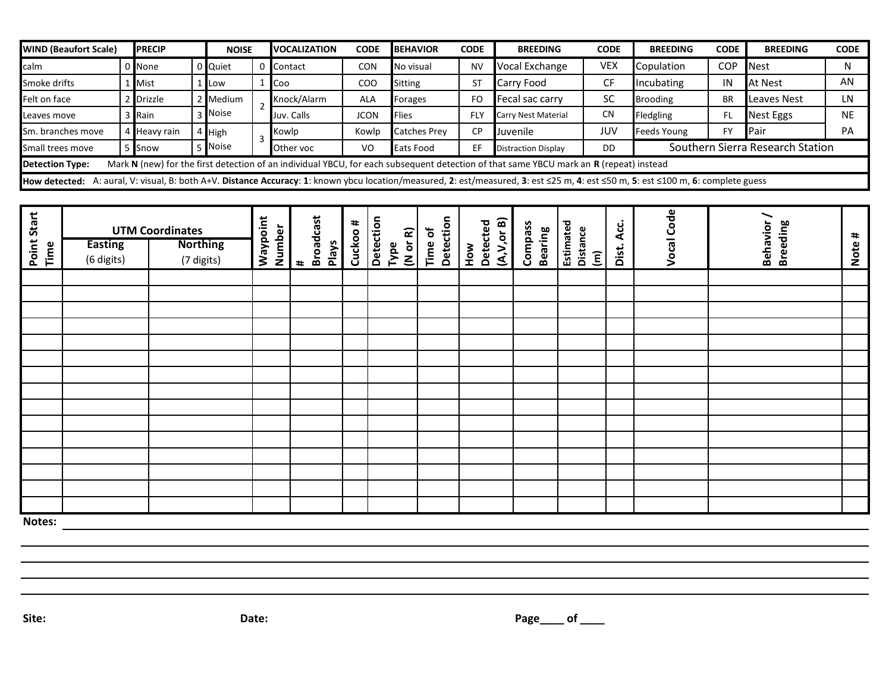| WIND (Beaufort Scale) | | PRECIP | | NOISE | | VOCALIZATION | CODE | BEHAVIOR | CODE | BREEDING | CODE | BREEDING | CODE | BREEDING | CODE |
|---|---|---|---|---|---|---|---|---|---|---|---|---|---|---|---|
| calm | 0 | None | 0 | Quiet | 0 | Contact | CON | No visual | NV | Vocal Exchange | VEX | Copulation | COP | Nest | N |
| Smoke drifts | 1 | Mist | 1 | Low | 1 | Coo | COO | Sitting | ST | Carry Food | CF | Incubating | IN | At Nest | AN |
| Felt on face | 2 | Drizzle | 2 | Medium Noise | 2 | Knock/Alarm | ALA | Forages | FO | Fecal sac carry | SC | Brooding | BR | Leaves Nest | LN |
| Leaves move | 3 | Rain | 3 | | | Juv. Calls | JCON | Flies | FLY | Carry Nest Material | CN | Fledgling | FL | Nest Eggs | NE |
| Sm. branches move | 4 | Heavy rain | 4 | High Noise | 3 | Kowlp | Kowlp | Catches Prey | CP | Juvenile | JUV | Feeds Young | FY | Pair | PA |
| Small trees move | 5 | Snow | 5 | | | Other voc | VO | Eats Food | EF | Distraction Display | DD | Southern Sierra Research Station | | | |

**Detection Type:** Mark **N** (new) for the first detection of an individual YBCU, for each subsequent detection of that same YBCU mark an **R** (repeat) instead

**How detected:** A: aural, V: visual, B: both A+V. **Distance Accuracy**: **1**: known ybcu location/measured, **2**: est/measured, **3**: est ≤25 m, **4**: est ≤50 m, **5**: est ≤100 m, **6**: complete guess

| Point Start Time | UTM Coordinates Easting (6 digits) | Northing (7 digits) | Waypoint Number | # Broadcast Plays | Cuckoo # | Detection Type (N or R) | Time of Detection | How Detected (A,V,or B) | Compass Bearing | Estimated Distance (m) | Dist. Acc. | Vocal Code | Behavior / Breeding | Note # |
|---|---|---|---|---|---|---|---|---|---|---|---|---|---|---|
| | | | | | | | | | | | | | | |
| | | | | | | | | | | | | | | |
| | | | | | | | | | | | | | | |
| | | | | | | | | | | | | | | |
| | | | | | | | | | | | | | | |
| | | | | | | | | | | | | | | |
| | | | | | | | | | | | | | | |
| | | | | | | | | | | | | | | |
| | | | | | | | | | | | | | | |
| | | | | | | | | | | | | | | |
| | | | | | | | | | | | | | | |
| | | | | | | | | | | | | | | |
| | | | | | | | | | | | | | | |
| | | | | | | | | | | | | | | |
| | | | | | | | | | | | | | | |

**Notes:** ________________________________________

________________________________________

________________________________________

________________________________________

________________________________________

**Site:** &nbsp;&nbsp;&nbsp;&nbsp; **Date:** &nbsp;&nbsp;&nbsp;&nbsp; **Page____ of ____**